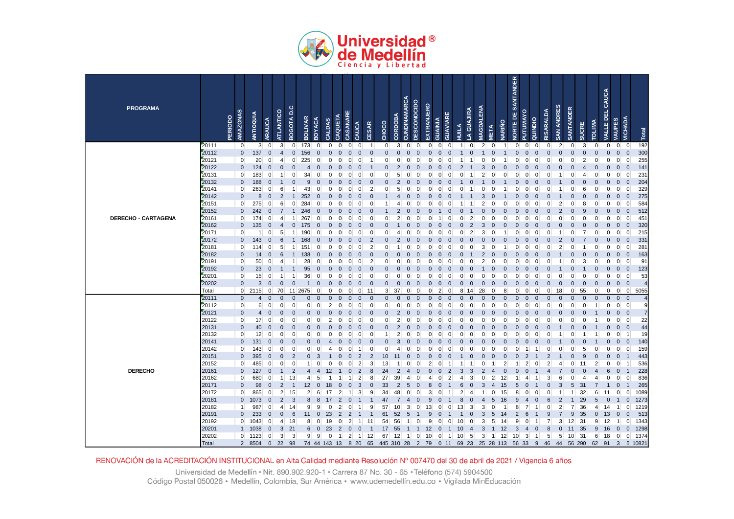| PROGRAMA | PERIODO | AMAZONAS | ANTIOQUIA | ARAUCA | ATLANTICO | BOGOTA D.C | BOLIVAR | BOYACA | CALDAS | CAQUETA | CASANARE | CAUCA | CESAR | CHOCO | CORDOBA | CUNDINAMARCA | DESCONOCIDO | EXTRANJERO | GUAINIA | GUAVIARE | HUILA | LA GUAJIRA | MAGDALENA | META | NARIÑO | NORTE DE SANTANDER | PUTUMAYO | QUINDIO | RISARALDA | SAN ANDRES | SANTANDER | SUCRE | TOLIMA | VALLE DEL CAUCA | VAUPES | VICHADA | Total |
|---|---|---|---|---|---|---|---|---|---|---|---|---|---|---|---|---|---|---|---|---|---|---|---|---|---|---|---|---|---|---|---|---|---|---|---|---|---|
| DERECHO - CARTAGENA | 20111 | 0 | 3 | 0 | 3 | 0 | 173 | 0 | 0 | 0 | 0 | 0 | 1 | 0 | 3 | 0 | 0 | 0 | 0 | 0 | 1 | 0 | 2 | 0 | 1 | 0 | 0 | 0 | 0 | 2 | 0 | 3 | 0 | 0 | 0 | 0 | 192 |
| | 20112 | 0 | 137 | 0 | 4 | 0 | 156 | 0 | 0 | 0 | 0 | 0 | 0 | 0 | 0 | 0 | 0 | 0 | 0 | 0 | 1 | 0 | 1 | 0 | 1 | 0 | 0 | 0 | 0 | 0 | 0 | 0 | 0 | 0 | 0 | 0 | 300 |
| | 20121 | 0 | 20 | 0 | 4 | 0 | 225 | 0 | 0 | 0 | 0 | 0 | 1 | 0 | 0 | 0 | 0 | 0 | 0 | 0 | 1 | 1 | 0 | 0 | 1 | 0 | 0 | 0 | 0 | 0 | 0 | 2 | 0 | 0 | 0 | 0 | 255 |
| | 20122 | 0 | 124 | 0 | 0 | 0 | 4 | 0 | 0 | 0 | 0 | 0 | 1 | 0 | 2 | 0 | 0 | 0 | 0 | 0 | 2 | 1 | 3 | 0 | 0 | 0 | 0 | 0 | 0 | 0 | 0 | 4 | 0 | 0 | 0 | 0 | 141 |
| | 20131 | 0 | 183 | 0 | 1 | 0 | 34 | 0 | 0 | 0 | 0 | 0 | 0 | 0 | 5 | 0 | 0 | 0 | 0 | 0 | 0 | 1 | 2 | 0 | 0 | 0 | 0 | 0 | 0 | 1 | 0 | 4 | 0 | 0 | 0 | 0 | 231 |
| | 20132 | 0 | 188 | 0 | 1 | 0 | 9 | 0 | 0 | 0 | 0 | 0 | 0 | 0 | 2 | 0 | 0 | 0 | 0 | 0 | 1 | 0 | 1 | 0 | 1 | 0 | 0 | 0 | 0 | 1 | 0 | 0 | 0 | 0 | 0 | 0 | 204 |
| | 20141 | 0 | 263 | 0 | 6 | 1 | 43 | 0 | 0 | 0 | 0 | 0 | 2 | 0 | 5 | 0 | 0 | 0 | 0 | 0 | 0 | 1 | 0 | 0 | 1 | 0 | 0 | 0 | 0 | 1 | 0 | 6 | 0 | 0 | 0 | 0 | 329 |
| | 20142 | 0 | 8 | 0 | 2 | 1 | 252 | 0 | 0 | 0 | 0 | 0 | 0 | 1 | 4 | 0 | 0 | 0 | 0 | 0 | 1 | 1 | 3 | 0 | 1 | 0 | 0 | 0 | 0 | 1 | 0 | 0 | 0 | 0 | 0 | 0 | 275 |
| | 20151 | 0 | 275 | 0 | 6 | 0 | 284 | 0 | 0 | 0 | 0 | 0 | 0 | 1 | 4 | 0 | 0 | 0 | 0 | 0 | 1 | 1 | 2 | 0 | 0 | 0 | 0 | 0 | 0 | 2 | 0 | 8 | 0 | 0 | 0 | 0 | 584 |
| | 20152 | 0 | 242 | 0 | 7 | 1 | 246 | 0 | 0 | 0 | 0 | 0 | 0 | 1 | 2 | 0 | 0 | 0 | 1 | 0 | 0 | 1 | 0 | 0 | 0 | 0 | 0 | 0 | 0 | 2 | 0 | 9 | 0 | 0 | 0 | 0 | 512 |
| | 20161 | 0 | 174 | 0 | 4 | 1 | 267 | 0 | 0 | 0 | 0 | 0 | 0 | 0 | 2 | 0 | 0 | 0 | 1 | 0 | 0 | 2 | 0 | 0 | 0 | 0 | 0 | 0 | 0 | 0 | 0 | 0 | 0 | 0 | 0 | 0 | 451 |
| | 20162 | 0 | 135 | 0 | 4 | 0 | 175 | 0 | 0 | 0 | 0 | 0 | 0 | 0 | 1 | 0 | 0 | 0 | 0 | 0 | 0 | 2 | 3 | 0 | 0 | 0 | 0 | 0 | 0 | 0 | 0 | 0 | 0 | 0 | 0 | 0 | 320 |
| | 20171 | 0 | 1 | 0 | 5 | 1 | 190 | 0 | 0 | 0 | 0 | 0 | 0 | 0 | 4 | 0 | 0 | 0 | 0 | 0 | 0 | 2 | 3 | 0 | 1 | 0 | 0 | 0 | 0 | 1 | 0 | 7 | 0 | 0 | 0 | 0 | 215 |
| | 20172 | 0 | 143 | 0 | 6 | 1 | 168 | 0 | 0 | 0 | 0 | 0 | 2 | 0 | 2 | 0 | 0 | 0 | 0 | 0 | 0 | 0 | 0 | 0 | 0 | 0 | 0 | 0 | 0 | 2 | 0 | 7 | 0 | 0 | 0 | 0 | 331 |
| | 20181 | 0 | 114 | 0 | 5 | 1 | 151 | 0 | 0 | 0 | 0 | 0 | 2 | 0 | 1 | 0 | 0 | 0 | 0 | 0 | 0 | 0 | 3 | 0 | 1 | 0 | 0 | 0 | 0 | 2 | 0 | 1 | 0 | 0 | 0 | 0 | 281 |
| | 20182 | 0 | 14 | 0 | 6 | 1 | 138 | 0 | 0 | 0 | 0 | 0 | 0 | 0 | 0 | 0 | 0 | 0 | 0 | 0 | 0 | 1 | 2 | 0 | 0 | 0 | 0 | 0 | 0 | 1 | 0 | 0 | 0 | 0 | 0 | 0 | 163 |
| | 20191 | 0 | 50 | 0 | 4 | 1 | 28 | 0 | 0 | 0 | 0 | 0 | 2 | 0 | 0 | 0 | 0 | 0 | 0 | 0 | 0 | 0 | 2 | 0 | 0 | 0 | 0 | 0 | 0 | 1 | 0 | 3 | 0 | 0 | 0 | 0 | 91 |
| | 20192 | 0 | 23 | 0 | 1 | 1 | 95 | 0 | 0 | 0 | 0 | 0 | 0 | 0 | 0 | 0 | 0 | 0 | 0 | 0 | 0 | 0 | 1 | 0 | 0 | 0 | 0 | 0 | 0 | 1 | 0 | 1 | 0 | 0 | 0 | 0 | 123 |
| | 20201 | 0 | 15 | 0 | 1 | 1 | 36 | 0 | 0 | 0 | 0 | 0 | 0 | 0 | 0 | 0 | 0 | 0 | 0 | 0 | 0 | 0 | 0 | 0 | 0 | 0 | 0 | 0 | 0 | 0 | 0 | 0 | 0 | 0 | 0 | 0 | 53 |
| | 20202 | 0 | 3 | 0 | 0 | 0 | 1 | 0 | 0 | 0 | 0 | 0 | 0 | 0 | 0 | 0 | 0 | 0 | 0 | 0 | 0 | 0 | 0 | 0 | 0 | 0 | 0 | 0 | 0 | 0 | 0 | 0 | 0 | 0 | 0 | 0 | 4 |
| | Total | 0 | 2115 | 0 | 70 | 11 | 2675 | 0 | 0 | 0 | 0 | 0 | 11 | 3 | 37 | 0 | 0 | 0 | 2 | 0 | 8 | 14 | 28 | 0 | 8 | 0 | 0 | 0 | 0 | 18 | 0 | 55 | 0 | 0 | 0 | 0 | 5055 |
| DERECHO | 20111 | 0 | 4 | 0 | 0 | 0 | 0 | 0 | 0 | 0 | 0 | 0 | 0 | 0 | 0 | 0 | 0 | 0 | 0 | 0 | 0 | 0 | 0 | 0 | 0 | 0 | 0 | 0 | 0 | 0 | 0 | 0 | 0 | 0 | 0 | 0 | 4 |
| | 20112 | 0 | 6 | 0 | 0 | 0 | 0 | 0 | 2 | 0 | 0 | 0 | 0 | 0 | 0 | 0 | 0 | 0 | 0 | 0 | 0 | 0 | 0 | 0 | 0 | 0 | 0 | 0 | 0 | 0 | 0 | 0 | 1 | 0 | 0 | 0 | 9 |
| | 20121 | 0 | 4 | 0 | 0 | 0 | 0 | 0 | 0 | 0 | 0 | 0 | 0 | 0 | 2 | 0 | 0 | 0 | 0 | 0 | 0 | 0 | 0 | 0 | 0 | 0 | 0 | 0 | 0 | 0 | 0 | 0 | 1 | 0 | 0 | 0 | 7 |
| | 20122 | 0 | 17 | 0 | 0 | 0 | 0 | 0 | 2 | 0 | 0 | 0 | 0 | 0 | 2 | 0 | 0 | 0 | 0 | 0 | 0 | 0 | 0 | 0 | 0 | 0 | 0 | 0 | 0 | 0 | 0 | 0 | 1 | 0 | 0 | 0 | 22 |
| | 20131 | 0 | 40 | 0 | 0 | 0 | 0 | 0 | 0 | 0 | 0 | 0 | 0 | 0 | 2 | 0 | 0 | 0 | 0 | 0 | 0 | 0 | 0 | 0 | 0 | 0 | 0 | 0 | 0 | 1 | 0 | 0 | 1 | 0 | 0 | 0 | 44 |
| | 20132 | 0 | 12 | 0 | 0 | 0 | 0 | 0 | 0 | 0 | 0 | 0 | 0 | 1 | 2 | 0 | 0 | 0 | 0 | 0 | 0 | 0 | 0 | 0 | 0 | 0 | 0 | 0 | 0 | 1 | 0 | 1 | 1 | 0 | 0 | 1 | 19 |
| | 20141 | 0 | 131 | 0 | 0 | 0 | 0 | 0 | 4 | 0 | 0 | 0 | 0 | 0 | 3 | 0 | 0 | 0 | 0 | 0 | 0 | 0 | 0 | 0 | 0 | 0 | 0 | 0 | 0 | 1 | 0 | 0 | 1 | 0 | 0 | 0 | 140 |
| | 20142 | 0 | 143 | 0 | 0 | 0 | 0 | 0 | 4 | 0 | 0 | 1 | 0 | 0 | 4 | 0 | 0 | 0 | 0 | 0 | 0 | 0 | 0 | 0 | 0 | 0 | 1 | 1 | 0 | 0 | 0 | 5 | 0 | 0 | 0 | 0 | 159 |
| | 20151 | 0 | 395 | 0 | 0 | 2 | 0 | 3 | 1 | 0 | 0 | 2 | 2 | 10 | 11 | 0 | 0 | 0 | 0 | 0 | 1 | 0 | 0 | 0 | 0 | 0 | 2 | 1 | 2 | 1 | 0 | 9 | 0 | 0 | 0 | 1 | 443 |
| | 20152 | 0 | 485 | 0 | 0 | 0 | 1 | 0 | 0 | 0 | 0 | 2 | 3 | 13 | 1 | 0 | 0 | 2 | 0 | 1 | 1 | 1 | 0 | 1 | 2 | 1 | 2 | 0 | 2 | 4 | 0 | 11 | 2 | 0 | 0 | 1 | 536 |
| | 20161 | 0 | 127 | 0 | 1 | 2 | 4 | 4 | 12 | 1 | 0 | 2 | 8 | 24 | 2 | 4 | 0 | 0 | 0 | 2 | 3 | 3 | 2 | 4 | 0 | 0 | 0 | 1 | 4 | 7 | 0 | 0 | 4 | 6 | 0 | 1 | 228 |
| | 20162 | 0 | 680 | 0 | 1 | 13 | 4 | 5 | 1 | 1 | 1 | 2 | 8 | 27 | 39 | 4 | 0 | 4 | 0 | 2 | 4 | 3 | 0 | 2 | 12 | 1 | 4 | 1 | 3 | 6 | 0 | 4 | 4 | 0 | 0 | 0 | 836 |
| | 20171 | 0 | 98 | 0 | 2 | 1 | 12 | 0 | 18 | 0 | 0 | 3 | 0 | 33 | 2 | 5 | 0 | 8 | 0 | 1 | 6 | 0 | 3 | 4 | 15 | 5 | 0 | 1 | 0 | 3 | 5 | 31 | 7 | 1 | 0 | 1 | 265 |
| | 20172 | 0 | 865 | 0 | 2 | 15 | 2 | 6 | 17 | 2 | 1 | 3 | 9 | 34 | 48 | 0 | 0 | 3 | 0 | 1 | 2 | 4 | 1 | 0 | 15 | 8 | 0 | 0 | 0 | 1 | 1 | 32 | 6 | 11 | 0 | 0 | 1089 |
| | 20181 | 0 | 1073 | 0 | 2 | 3 | 8 | 8 | 17 | 2 | 0 | 1 | 1 | 47 | 7 | 4 | 0 | 9 | 0 | 1 | 8 | 0 | 4 | 5 | 16 | 9 | 4 | 0 | 6 | 2 | 1 | 29 | 5 | 0 | 1 | 0 | 1273 |
| | 20182 | 1 | 987 | 0 | 4 | 14 | 9 | 9 | 0 | 2 | 0 | 1 | 9 | 57 | 10 | 3 | 0 | 13 | 0 | 0 | 13 | 3 | 3 | 0 | 1 | 8 | 7 | 1 | 0 | 2 | 7 | 36 | 4 | 14 | 1 | 0 | 1219 |
| | 20191 | 0 | 233 | 0 | 0 | 6 | 11 | 0 | 23 | 2 | 2 | 1 | 1 | 61 | 52 | 5 | 1 | 9 | 0 | 1 | 1 | 0 | 3 | 5 | 14 | 2 | 6 | 1 | 9 | 7 | 9 | 35 | 0 | 13 | 0 | 0 | 513 |
| | 20192 | 0 | 1043 | 0 | 4 | 18 | 8 | 0 | 19 | 0 | 2 | 1 | 11 | 54 | 56 | 1 | 0 | 9 | 0 | 0 | 10 | 0 | 3 | 5 | 14 | 9 | 0 | 1 | 7 | 3 | 12 | 31 | 9 | 12 | 1 | 0 | 1343 |
| | 20201 | 1 | 1038 | 0 | 3 | 21 | 6 | 0 | 23 | 2 | 0 | 0 | 1 | 17 | 55 | 1 | 1 | 12 | 0 | 1 | 10 | 4 | 3 | 1 | 12 | 3 | 4 | 0 | 8 | 0 | 11 | 35 | 9 | 16 | 0 | 0 | 1298 |
| | 20202 | 0 | 1123 | 0 | 3 | 3 | 9 | 9 | 0 | 1 | 2 | 1 | 12 | 67 | 12 | 1 | 0 | 10 | 0 | 1 | 10 | 5 | 3 | 1 | 12 | 10 | 3 | 1 | 5 | 5 | 10 | 31 | 6 | 18 | 0 | 0 | 1374 |
| | Total | 2 | 8504 | 0 | 22 | 98 | 74 | 44 | 143 | 13 | 8 | 20 | 65 | 445 | 310 | 28 | 2 | 79 | 0 | 11 | 69 | 23 | 25 | 28 | 113 | 56 | 33 | 9 | 46 | 44 | 56 | 290 | 62 | 91 | 3 | 5 | 10821 |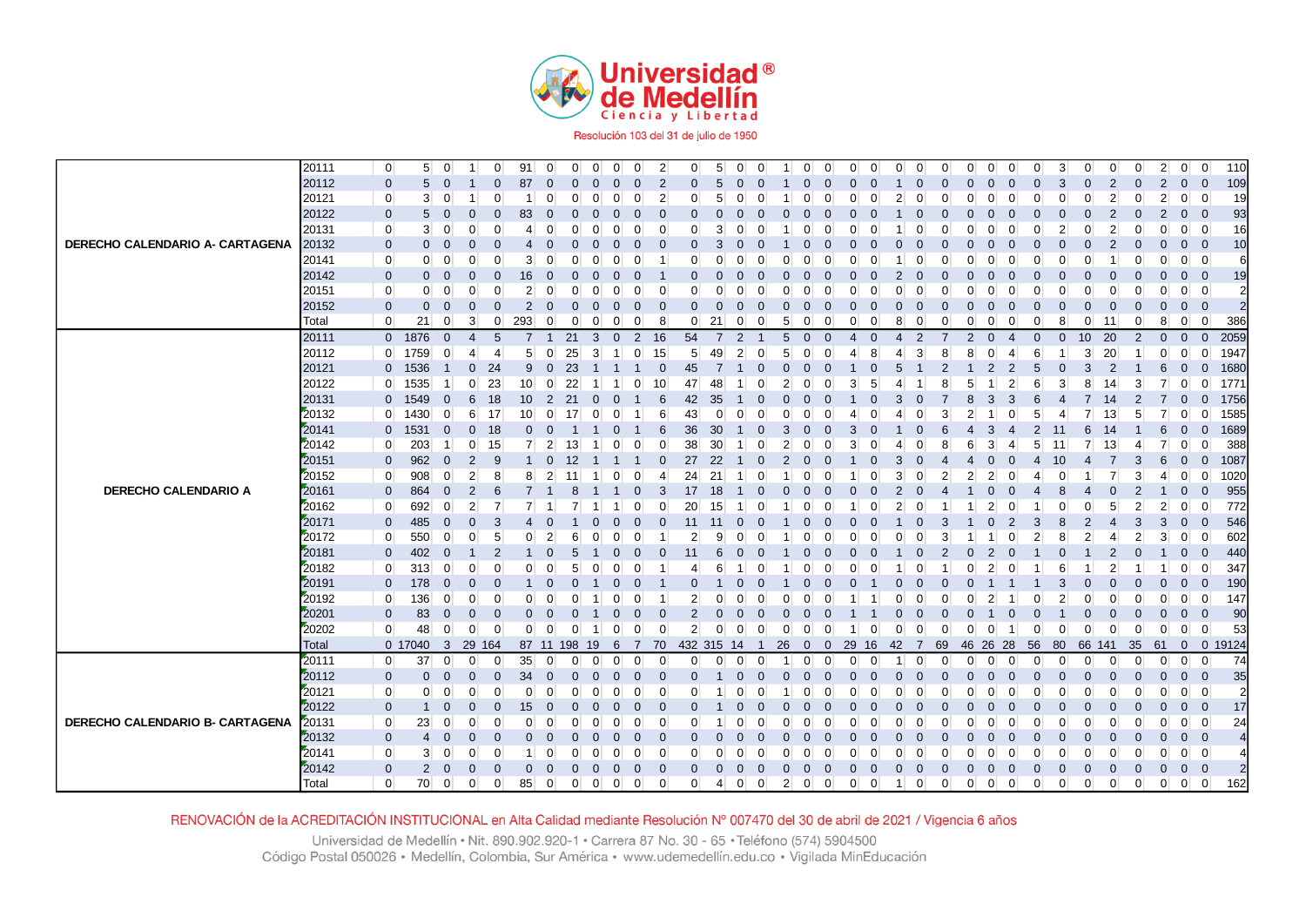| | | | | | | | | | | | | | | | | | | | | | | | | | | | | | | | | | | | | | |
|---|---|---|---|---|---|---|---|---|---|---|---|---|---|---|---|---|---|---|---|---|---|---|---|---|---|---|---|---|---|---|---|---|---|---|---|---|---|
| **DERECHO CALENDARIO A- CARTAGENA** | 20111 | 0 | 5 | 0 | 1 | 0 | 91 | 0 | 0 | 0 | 0 | 0 | 2 | 0 | 5 | 0 | 0 | 1 | 0 | 0 | 0 | 0 | 0 | 0 | 0 | 0 | 0 | 0 | 0 | 3 | 0 | 0 | 0 | 2 | 0 | 0 | 110 |
| | 20112 | 0 | 5 | 0 | 1 | 0 | 87 | 0 | 0 | 0 | 0 | 0 | 2 | 0 | 5 | 0 | 0 | 1 | 0 | 0 | 0 | 0 | 1 | 0 | 0 | 0 | 0 | 0 | 0 | 3 | 0 | 2 | 0 | 2 | 0 | 0 | 109 |
| | 20121 | 0 | 3 | 0 | 1 | 0 | 1 | 0 | 0 | 0 | 0 | 0 | 2 | 0 | 5 | 0 | 0 | 1 | 0 | 0 | 0 | 0 | 2 | 0 | 0 | 0 | 0 | 0 | 0 | 0 | 0 | 2 | 0 | 2 | 0 | 0 | 19 |
| | 20122 | 0 | 5 | 0 | 0 | 0 | 83 | 0 | 0 | 0 | 0 | 0 | 0 | 0 | 0 | 0 | 0 | 0 | 0 | 0 | 0 | 0 | 1 | 0 | 0 | 0 | 0 | 0 | 0 | 0 | 0 | 2 | 0 | 2 | 0 | 0 | 93 |
| | 20131 | 0 | 3 | 0 | 0 | 0 | 4 | 0 | 0 | 0 | 0 | 0 | 0 | 0 | 3 | 0 | 0 | 1 | 0 | 0 | 0 | 0 | 1 | 0 | 0 | 0 | 0 | 0 | 0 | 2 | 0 | 2 | 0 | 0 | 0 | 0 | 16 |
| | 20132 | 0 | 0 | 0 | 0 | 0 | 4 | 0 | 0 | 0 | 0 | 0 | 0 | 0 | 3 | 0 | 0 | 1 | 0 | 0 | 0 | 0 | 0 | 0 | 0 | 0 | 0 | 0 | 0 | 0 | 0 | 2 | 0 | 0 | 0 | 0 | 10 |
| | 20141 | 0 | 0 | 0 | 0 | 0 | 3 | 0 | 0 | 0 | 0 | 0 | 1 | 0 | 0 | 0 | 0 | 0 | 0 | 0 | 0 | 0 | 1 | 0 | 0 | 0 | 0 | 0 | 0 | 0 | 0 | 1 | 0 | 0 | 0 | 0 | 6 |
| | 20142 | 0 | 0 | 0 | 0 | 0 | 16 | 0 | 0 | 0 | 0 | 0 | 1 | 0 | 0 | 0 | 0 | 0 | 0 | 0 | 0 | 0 | 2 | 0 | 0 | 0 | 0 | 0 | 0 | 0 | 0 | 0 | 0 | 0 | 0 | 0 | 19 |
| | 20151 | 0 | 0 | 0 | 0 | 0 | 2 | 0 | 0 | 0 | 0 | 0 | 0 | 0 | 0 | 0 | 0 | 0 | 0 | 0 | 0 | 0 | 0 | 0 | 0 | 0 | 0 | 0 | 0 | 0 | 0 | 0 | 0 | 0 | 0 | 0 | 2 |
| | 20152 | 0 | 0 | 0 | 0 | 0 | 2 | 0 | 0 | 0 | 0 | 0 | 0 | 0 | 0 | 0 | 0 | 0 | 0 | 0 | 0 | 0 | 0 | 0 | 0 | 0 | 0 | 0 | 0 | 0 | 0 | 0 | 0 | 0 | 0 | 0 | 2 |
| | Total | 0 | 21 | 0 | 3 | 0 | 293 | 0 | 0 | 0 | 0 | 0 | 8 | 0 | 21 | 0 | 0 | 5 | 0 | 0 | 0 | 0 | 8 | 0 | 0 | 0 | 0 | 0 | 0 | 8 | 0 | 11 | 0 | 8 | 0 | 0 | 386 |
| **DERECHO CALENDARIO A** | 20111 | 0 | 1876 | 0 | 4 | 5 | 7 | 1 | 21 | 3 | 0 | 2 | 16 | 54 | 7 | 2 | 1 | 5 | 0 | 0 | 4 | 0 | 4 | 2 | 7 | 2 | 0 | 4 | 0 | 0 | 10 | 20 | 2 | 0 | 0 | 0 | 2059 |
| | 20112 | 0 | 1759 | 0 | 4 | 4 | 5 | 0 | 25 | 3 | 1 | 0 | 15 | 5 | 49 | 2 | 0 | 5 | 0 | 0 | 4 | 8 | 4 | 3 | 8 | 8 | 0 | 4 | 6 | 1 | 3 | 20 | 1 | 0 | 0 | 0 | 1947 |
| | 20121 | 0 | 1536 | 1 | 0 | 24 | 9 | 0 | 23 | 1 | 1 | 1 | 0 | 45 | 7 | 1 | 0 | 0 | 0 | 0 | 1 | 0 | 5 | 1 | 2 | 1 | 2 | 2 | 5 | 0 | 3 | 2 | 1 | 6 | 0 | 0 | 1680 |
| | 20122 | 0 | 1535 | 1 | 0 | 23 | 10 | 0 | 22 | 1 | 1 | 0 | 10 | 47 | 48 | 1 | 0 | 2 | 0 | 0 | 3 | 5 | 4 | 1 | 8 | 5 | 1 | 2 | 6 | 3 | 8 | 14 | 3 | 7 | 0 | 0 | 1771 |
| | 20131 | 0 | 1549 | 0 | 6 | 18 | 10 | 2 | 21 | 0 | 0 | 1 | 6 | 42 | 35 | 1 | 0 | 0 | 0 | 0 | 1 | 0 | 3 | 0 | 7 | 8 | 3 | 3 | 6 | 4 | 7 | 14 | 2 | 7 | 0 | 0 | 1756 |
| | 20132 | 0 | 1430 | 0 | 6 | 17 | 10 | 0 | 17 | 0 | 0 | 1 | 6 | 43 | 0 | 0 | 0 | 0 | 0 | 0 | 4 | 0 | 4 | 0 | 3 | 2 | 1 | 0 | 5 | 4 | 7 | 13 | 5 | 7 | 0 | 0 | 1585 |
| | 20141 | 0 | 1531 | 0 | 0 | 18 | 0 | 0 | 1 | 1 | 0 | 1 | 6 | 36 | 30 | 1 | 0 | 3 | 0 | 0 | 3 | 0 | 1 | 0 | 6 | 4 | 3 | 4 | 2 | 11 | 6 | 14 | 1 | 6 | 0 | 0 | 1689 |
| | 20142 | 0 | 203 | 1 | 0 | 15 | 7 | 2 | 13 | 1 | 0 | 0 | 0 | 38 | 30 | 1 | 0 | 2 | 0 | 0 | 3 | 0 | 4 | 0 | 8 | 6 | 3 | 4 | 5 | 11 | 7 | 13 | 4 | 7 | 0 | 0 | 388 |
| | 20151 | 0 | 962 | 0 | 2 | 9 | 1 | 0 | 12 | 1 | 1 | 1 | 0 | 27 | 22 | 1 | 0 | 2 | 0 | 0 | 1 | 0 | 3 | 0 | 4 | 4 | 0 | 0 | 4 | 10 | 4 | 7 | 3 | 6 | 0 | 0 | 1087 |
| | 20152 | 0 | 908 | 0 | 2 | 8 | 8 | 2 | 11 | 1 | 0 | 0 | 4 | 24 | 21 | 1 | 0 | 1 | 0 | 0 | 1 | 0 | 3 | 0 | 2 | 2 | 2 | 0 | 4 | 0 | 1 | 7 | 3 | 4 | 0 | 0 | 1020 |
| | 20161 | 0 | 864 | 0 | 2 | 6 | 7 | 1 | 8 | 1 | 1 | 0 | 3 | 17 | 18 | 1 | 0 | 0 | 0 | 0 | 0 | 0 | 2 | 0 | 4 | 1 | 0 | 0 | 4 | 8 | 4 | 0 | 2 | 1 | 0 | 0 | 955 |
| | 20162 | 0 | 692 | 0 | 2 | 7 | 7 | 1 | 7 | 1 | 1 | 0 | 0 | 20 | 15 | 1 | 0 | 1 | 0 | 0 | 1 | 0 | 2 | 0 | 1 | 1 | 2 | 0 | 1 | 0 | 0 | 5 | 2 | 2 | 0 | 0 | 772 |
| | 20171 | 0 | 485 | 0 | 0 | 3 | 4 | 0 | 1 | 0 | 0 | 0 | 0 | 11 | 11 | 0 | 0 | 1 | 0 | 0 | 0 | 0 | 1 | 0 | 3 | 1 | 0 | 2 | 3 | 8 | 2 | 4 | 3 | 3 | 0 | 0 | 546 |
| | 20172 | 0 | 550 | 0 | 0 | 5 | 0 | 2 | 6 | 0 | 0 | 0 | 1 | 2 | 9 | 0 | 0 | 1 | 0 | 0 | 0 | 0 | 0 | 0 | 3 | 1 | 1 | 0 | 2 | 8 | 2 | 4 | 2 | 3 | 0 | 0 | 602 |
| | 20181 | 0 | 402 | 0 | 1 | 2 | 1 | 0 | 5 | 1 | 0 | 0 | 0 | 11 | 6 | 0 | 0 | 1 | 0 | 0 | 0 | 0 | 1 | 0 | 2 | 0 | 2 | 0 | 1 | 0 | 1 | 2 | 0 | 1 | 0 | 0 | 440 |
| | 20182 | 0 | 313 | 0 | 0 | 0 | 0 | 0 | 5 | 0 | 0 | 0 | 1 | 4 | 6 | 1 | 0 | 1 | 0 | 0 | 0 | 0 | 1 | 0 | 1 | 0 | 2 | 0 | 1 | 6 | 1 | 2 | 1 | 1 | 0 | 0 | 347 |
| | 20191 | 0 | 178 | 0 | 0 | 0 | 1 | 0 | 0 | 1 | 0 | 0 | 1 | 0 | 1 | 0 | 0 | 1 | 0 | 0 | 0 | 1 | 0 | 0 | 0 | 0 | 1 | 1 | 1 | 3 | 0 | 0 | 0 | 0 | 0 | 0 | 190 |
| | 20192 | 0 | 136 | 0 | 0 | 0 | 0 | 0 | 0 | 1 | 0 | 0 | 1 | 2 | 0 | 0 | 0 | 0 | 0 | 0 | 1 | 1 | 0 | 0 | 0 | 0 | 2 | 1 | 0 | 2 | 0 | 0 | 0 | 0 | 0 | 0 | 147 |
| | 20201 | 0 | 83 | 0 | 0 | 0 | 0 | 0 | 0 | 1 | 0 | 0 | 0 | 2 | 0 | 0 | 0 | 0 | 0 | 0 | 1 | 1 | 0 | 0 | 0 | 0 | 1 | 0 | 0 | 1 | 0 | 0 | 0 | 0 | 0 | 0 | 90 |
| | 20202 | 0 | 48 | 0 | 0 | 0 | 0 | 0 | 0 | 1 | 0 | 0 | 0 | 2 | 0 | 0 | 0 | 0 | 0 | 0 | 1 | 0 | 0 | 0 | 0 | 0 | 0 | 1 | 0 | 0 | 0 | 0 | 0 | 0 | 0 | 0 | 53 |
| | Total | 0 | 17040 | 3 | 29 | 164 | 87 | 11 | 198 | 19 | 6 | 7 | 70 | 432 | 315 | 14 | 1 | 26 | 0 | 0 | 29 | 16 | 42 | 7 | 69 | 46 | 26 | 28 | 56 | 80 | 66 | 141 | 35 | 61 | 0 | 0 | 19124 |
| **DERECHO CALENDARIO B- CARTAGENA** | 20111 | 0 | 37 | 0 | 0 | 0 | 35 | 0 | 0 | 0 | 0 | 0 | 0 | 0 | 0 | 0 | 0 | 1 | 0 | 0 | 0 | 0 | 1 | 0 | 0 | 0 | 0 | 0 | 0 | 0 | 0 | 0 | 0 | 0 | 0 | 0 | 74 |
| | 20112 | 0 | 0 | 0 | 0 | 0 | 34 | 0 | 0 | 0 | 0 | 0 | 0 | 0 | 1 | 0 | 0 | 0 | 0 | 0 | 0 | 0 | 0 | 0 | 0 | 0 | 0 | 0 | 0 | 0 | 0 | 0 | 0 | 0 | 0 | 0 | 35 |
| | 20121 | 0 | 0 | 0 | 0 | 0 | 0 | 0 | 0 | 0 | 0 | 0 | 0 | 0 | 1 | 0 | 0 | 1 | 0 | 0 | 0 | 0 | 0 | 0 | 0 | 0 | 0 | 0 | 0 | 0 | 0 | 0 | 0 | 0 | 0 | 0 | 2 |
| | 20122 | 0 | 1 | 0 | 0 | 0 | 15 | 0 | 0 | 0 | 0 | 0 | 0 | 0 | 1 | 0 | 0 | 0 | 0 | 0 | 0 | 0 | 0 | 0 | 0 | 0 | 0 | 0 | 0 | 0 | 0 | 0 | 0 | 0 | 0 | 0 | 17 |
| | 20131 | 0 | 23 | 0 | 0 | 0 | 0 | 0 | 0 | 0 | 0 | 0 | 0 | 0 | 1 | 0 | 0 | 0 | 0 | 0 | 0 | 0 | 0 | 0 | 0 | 0 | 0 | 0 | 0 | 0 | 0 | 0 | 0 | 0 | 0 | 0 | 24 |
| | 20132 | 0 | 4 | 0 | 0 | 0 | 0 | 0 | 0 | 0 | 0 | 0 | 0 | 0 | 0 | 0 | 0 | 0 | 0 | 0 | 0 | 0 | 0 | 0 | 0 | 0 | 0 | 0 | 0 | 0 | 0 | 0 | 0 | 0 | 0 | 0 | 4 |
| | 20141 | 0 | 3 | 0 | 0 | 0 | 1 | 0 | 0 | 0 | 0 | 0 | 0 | 0 | 0 | 0 | 0 | 0 | 0 | 0 | 0 | 0 | 0 | 0 | 0 | 0 | 0 | 0 | 0 | 0 | 0 | 0 | 0 | 0 | 0 | 0 | 4 |
| | 20142 | 0 | 2 | 0 | 0 | 0 | 0 | 0 | 0 | 0 | 0 | 0 | 0 | 0 | 0 | 0 | 0 | 0 | 0 | 0 | 0 | 0 | 0 | 0 | 0 | 0 | 0 | 0 | 0 | 0 | 0 | 0 | 0 | 0 | 0 | 0 | 2 |
| | Total | 0 | 70 | 0 | 0 | 0 | 85 | 0 | 0 | 0 | 0 | 0 | 0 | 0 | 4 | 0 | 0 | 2 | 0 | 0 | 0 | 0 | 1 | 0 | 0 | 0 | 0 | 0 | 0 | 0 | 0 | 0 | 0 | 0 | 0 | 0 | 162 |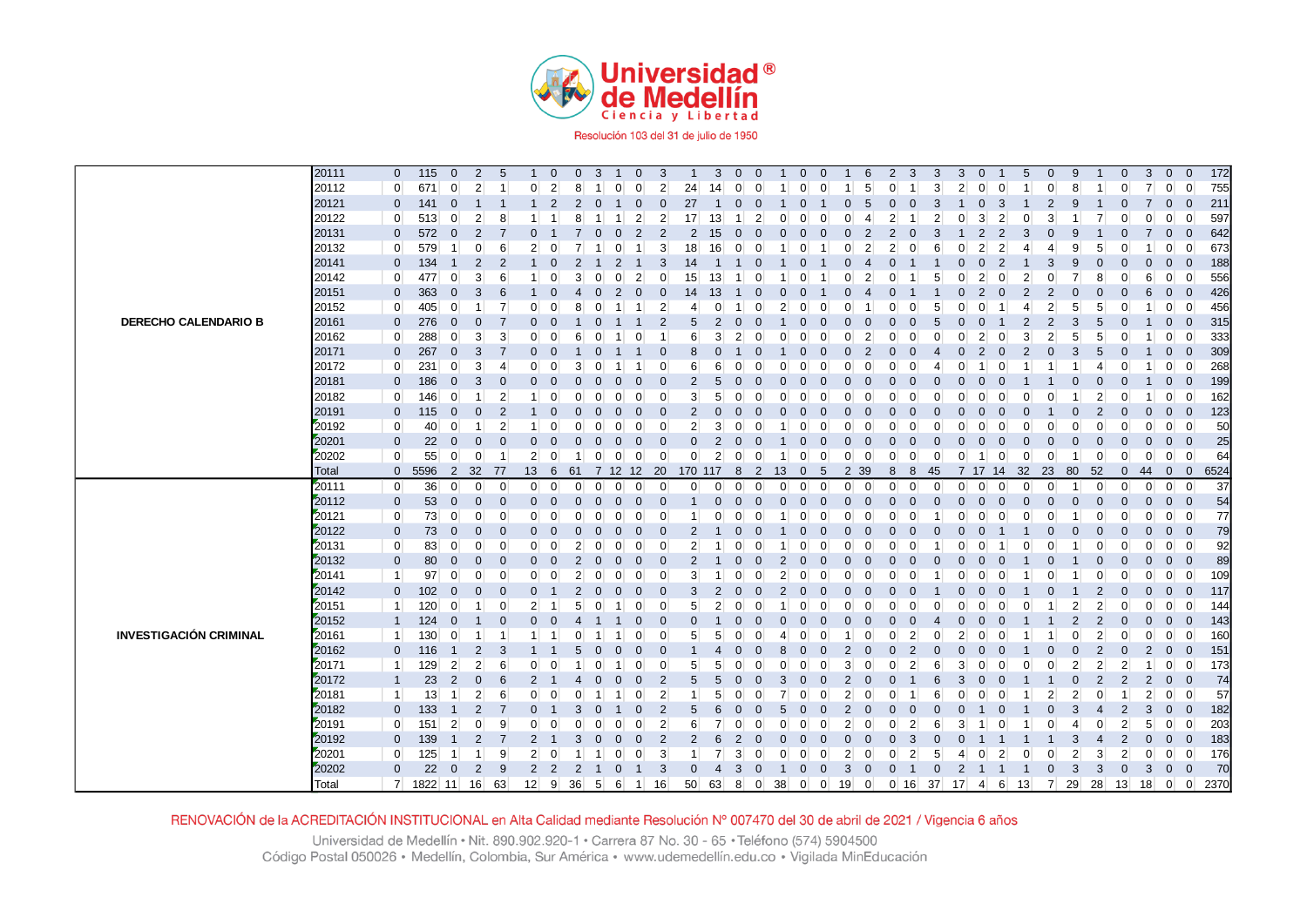| | | | | | | | | | | | | | | | | | | | | | | | | | | | | | | | | | | | | |
|---|---|---|---|---|---|---|---|---|---|---|---|---|---|---|---|---|---|---|---|---|---|---|---|---|---|---|---|---|---|---|---|---|---|---|---|---|
| **DERECHO CALENDARIO B** | 20111 | 0 | 115 | 0 | 2 | 5 | 1 | 0 | 0 | 3 | 1 | 0 | 3 | 1 | 3 | 0 | 0 | 1 | 0 | 0 | 1 | 6 | 2 | 3 | 3 | 3 | 0 | 1 | 5 | 0 | 9 | 1 | 0 | 3 | 0 | 0 | 172 |
| | 20112 | 0 | 671 | 0 | 2 | 1 | 0 | 2 | 8 | 1 | 0 | 0 | 2 | 24 | 14 | 0 | 0 | 1 | 0 | 0 | 1 | 5 | 0 | 1 | 3 | 2 | 0 | 0 | 1 | 0 | 8 | 1 | 0 | 7 | 0 | 0 | 755 |
| | 20121 | 0 | 141 | 0 | 1 | 1 | 1 | 2 | 2 | 0 | 1 | 0 | 0 | 27 | 1 | 0 | 0 | 1 | 0 | 1 | 0 | 5 | 0 | 0 | 3 | 1 | 0 | 3 | 1 | 2 | 9 | 1 | 0 | 7 | 0 | 0 | 211 |
| | 20122 | 0 | 513 | 0 | 2 | 8 | 1 | 1 | 8 | 1 | 1 | 2 | 2 | 17 | 13 | 1 | 2 | 0 | 0 | 0 | 0 | 4 | 2 | 1 | 2 | 0 | 3 | 2 | 0 | 3 | 1 | 7 | 0 | 0 | 0 | 0 | 597 |
| | 20131 | 0 | 572 | 0 | 2 | 7 | 0 | 1 | 7 | 0 | 0 | 2 | 2 | 2 | 15 | 0 | 0 | 0 | 0 | 0 | 0 | 2 | 2 | 0 | 3 | 1 | 2 | 2 | 3 | 0 | 9 | 1 | 0 | 7 | 0 | 0 | 642 |
| | 20132 | 0 | 579 | 1 | 0 | 6 | 2 | 0 | 7 | 1 | 0 | 1 | 3 | 18 | 16 | 0 | 0 | 1 | 0 | 1 | 0 | 2 | 2 | 0 | 6 | 0 | 2 | 2 | 4 | 4 | 9 | 5 | 0 | 1 | 0 | 0 | 673 |
| | 20141 | 0 | 134 | 1 | 2 | 2 | 1 | 0 | 2 | 1 | 2 | 1 | 3 | 14 | 1 | 1 | 0 | 1 | 0 | 1 | 0 | 4 | 0 | 1 | 1 | 0 | 0 | 2 | 1 | 3 | 9 | 0 | 0 | 0 | 0 | 0 | 188 |
| | 20142 | 0 | 477 | 0 | 3 | 6 | 1 | 0 | 3 | 0 | 0 | 2 | 0 | 15 | 13 | 1 | 0 | 1 | 0 | 1 | 0 | 2 | 0 | 1 | 5 | 0 | 2 | 0 | 2 | 0 | 7 | 8 | 0 | 6 | 0 | 0 | 556 |
| | 20151 | 0 | 363 | 0 | 3 | 6 | 1 | 0 | 4 | 0 | 2 | 0 | 0 | 14 | 13 | 1 | 0 | 0 | 0 | 1 | 0 | 4 | 0 | 1 | 1 | 0 | 2 | 0 | 2 | 2 | 0 | 0 | 0 | 6 | 0 | 0 | 426 |
| | 20152 | 0 | 405 | 0 | 1 | 7 | 0 | 0 | 8 | 0 | 1 | 1 | 2 | 4 | 0 | 1 | 0 | 2 | 0 | 0 | 0 | 1 | 0 | 0 | 5 | 0 | 0 | 1 | 4 | 2 | 5 | 5 | 0 | 1 | 0 | 0 | 456 |
| | 20161 | 0 | 276 | 0 | 0 | 7 | 0 | 0 | 1 | 0 | 1 | 1 | 2 | 5 | 2 | 0 | 0 | 1 | 0 | 0 | 0 | 0 | 0 | 0 | 5 | 0 | 0 | 1 | 2 | 2 | 3 | 5 | 0 | 1 | 0 | 0 | 315 |
| | 20162 | 0 | 288 | 0 | 3 | 3 | 0 | 0 | 6 | 0 | 1 | 0 | 1 | 6 | 3 | 2 | 0 | 0 | 0 | 0 | 0 | 2 | 0 | 0 | 0 | 0 | 2 | 0 | 3 | 2 | 5 | 5 | 0 | 1 | 0 | 0 | 333 |
| | 20171 | 0 | 267 | 0 | 3 | 7 | 0 | 0 | 1 | 0 | 1 | 1 | 0 | 8 | 0 | 1 | 0 | 1 | 0 | 0 | 0 | 2 | 0 | 0 | 4 | 0 | 2 | 0 | 2 | 0 | 3 | 5 | 0 | 1 | 0 | 0 | 309 |
| | 20172 | 0 | 231 | 0 | 3 | 4 | 0 | 0 | 3 | 0 | 1 | 1 | 0 | 6 | 6 | 0 | 0 | 0 | 0 | 0 | 0 | 0 | 0 | 0 | 4 | 0 | 1 | 0 | 1 | 1 | 1 | 4 | 0 | 1 | 0 | 0 | 268 |
| | 20181 | 0 | 186 | 0 | 3 | 0 | 0 | 0 | 0 | 0 | 0 | 0 | 0 | 2 | 5 | 0 | 0 | 0 | 0 | 0 | 0 | 0 | 0 | 0 | 0 | 0 | 0 | 0 | 1 | 1 | 0 | 0 | 0 | 1 | 0 | 0 | 199 |
| | 20182 | 0 | 146 | 0 | 1 | 2 | 1 | 0 | 0 | 0 | 0 | 0 | 0 | 3 | 5 | 0 | 0 | 0 | 0 | 0 | 0 | 0 | 0 | 0 | 0 | 0 | 0 | 0 | 0 | 0 | 1 | 2 | 0 | 1 | 0 | 0 | 162 |
| | 20191 | 0 | 115 | 0 | 0 | 2 | 1 | 0 | 0 | 0 | 0 | 0 | 0 | 2 | 0 | 0 | 0 | 0 | 0 | 0 | 0 | 0 | 0 | 0 | 0 | 0 | 0 | 0 | 0 | 1 | 0 | 2 | 0 | 0 | 0 | 0 | 123 |
| | 20192 | 0 | 40 | 0 | 1 | 2 | 1 | 0 | 0 | 0 | 0 | 0 | 0 | 2 | 3 | 0 | 0 | 1 | 0 | 0 | 0 | 0 | 0 | 0 | 0 | 0 | 0 | 0 | 0 | 0 | 0 | 0 | 0 | 0 | 0 | 0 | 50 |
| | 20201 | 0 | 22 | 0 | 0 | 0 | 0 | 0 | 0 | 0 | 0 | 0 | 0 | 0 | 2 | 0 | 0 | 1 | 0 | 0 | 0 | 0 | 0 | 0 | 0 | 0 | 0 | 0 | 0 | 0 | 0 | 0 | 0 | 0 | 0 | 0 | 25 |
| | 20202 | 0 | 55 | 0 | 0 | 1 | 2 | 0 | 1 | 0 | 0 | 0 | 0 | 0 | 2 | 0 | 0 | 1 | 0 | 0 | 0 | 0 | 0 | 0 | 0 | 0 | 1 | 0 | 0 | 0 | 1 | 0 | 0 | 0 | 0 | 0 | 64 |
| | Total | 0 | 5596 | 2 | 32 | 77 | 13 | 6 | 61 | 7 | 12 | 12 | 20 | 170 | 117 | 8 | 2 | 13 | 0 | 5 | 2 | 39 | 8 | 8 | 45 | 7 | 17 | 14 | 32 | 23 | 80 | 52 | 0 | 44 | 0 | 0 | 6524 |
| **INVESTIGACIÓN CRIMINAL** | 20111 | 0 | 36 | 0 | 0 | 0 | 0 | 0 | 0 | 0 | 0 | 0 | 0 | 0 | 0 | 0 | 0 | 0 | 0 | 0 | 0 | 0 | 0 | 0 | 0 | 0 | 0 | 0 | 0 | 0 | 1 | 0 | 0 | 0 | 0 | 0 | 37 |
| | 20112 | 0 | 53 | 0 | 0 | 0 | 0 | 0 | 0 | 0 | 0 | 0 | 0 | 1 | 0 | 0 | 0 | 0 | 0 | 0 | 0 | 0 | 0 | 0 | 0 | 0 | 0 | 0 | 0 | 0 | 0 | 0 | 0 | 0 | 0 | 0 | 54 |
| | 20121 | 0 | 73 | 0 | 0 | 0 | 0 | 0 | 0 | 0 | 0 | 0 | 0 | 1 | 0 | 0 | 0 | 1 | 0 | 0 | 0 | 0 | 0 | 0 | 1 | 0 | 0 | 0 | 0 | 0 | 1 | 0 | 0 | 0 | 0 | 0 | 77 |
| | 20122 | 0 | 73 | 0 | 0 | 0 | 0 | 0 | 0 | 0 | 0 | 0 | 0 | 2 | 1 | 0 | 0 | 1 | 0 | 0 | 0 | 0 | 0 | 0 | 0 | 0 | 0 | 1 | 1 | 0 | 0 | 0 | 0 | 0 | 0 | 0 | 79 |
| | 20131 | 0 | 83 | 0 | 0 | 0 | 0 | 0 | 2 | 0 | 0 | 0 | 0 | 2 | 1 | 0 | 0 | 1 | 0 | 0 | 0 | 0 | 0 | 0 | 1 | 0 | 0 | 1 | 0 | 0 | 1 | 0 | 0 | 0 | 0 | 0 | 92 |
| | 20132 | 0 | 80 | 0 | 0 | 0 | 0 | 0 | 2 | 0 | 0 | 0 | 0 | 2 | 1 | 0 | 0 | 2 | 0 | 0 | 0 | 0 | 0 | 0 | 0 | 0 | 0 | 0 | 1 | 0 | 1 | 0 | 0 | 0 | 0 | 0 | 89 |
| | 20141 | 1 | 97 | 0 | 0 | 0 | 0 | 0 | 2 | 0 | 0 | 0 | 0 | 3 | 1 | 0 | 0 | 2 | 0 | 0 | 0 | 0 | 0 | 0 | 1 | 0 | 0 | 0 | 1 | 0 | 1 | 0 | 0 | 0 | 0 | 0 | 109 |
| | 20142 | 0 | 102 | 0 | 0 | 0 | 0 | 1 | 2 | 0 | 0 | 0 | 0 | 3 | 2 | 0 | 0 | 2 | 0 | 0 | 0 | 0 | 0 | 0 | 1 | 0 | 0 | 0 | 1 | 0 | 1 | 2 | 0 | 0 | 0 | 0 | 117 |
| | 20151 | 1 | 120 | 0 | 1 | 0 | 2 | 1 | 5 | 0 | 1 | 0 | 0 | 5 | 2 | 0 | 0 | 1 | 0 | 0 | 0 | 0 | 0 | 0 | 0 | 0 | 0 | 0 | 0 | 1 | 2 | 2 | 0 | 0 | 0 | 0 | 144 |
| | 20152 | 1 | 124 | 0 | 1 | 0 | 0 | 0 | 4 | 1 | 1 | 0 | 0 | 0 | 1 | 0 | 0 | 0 | 0 | 0 | 0 | 0 | 0 | 0 | 4 | 0 | 0 | 0 | 1 | 1 | 2 | 2 | 0 | 0 | 0 | 0 | 143 |
| | 20161 | 1 | 130 | 0 | 1 | 1 | 1 | 1 | 0 | 1 | 1 | 0 | 0 | 5 | 5 | 0 | 0 | 4 | 0 | 0 | 1 | 0 | 0 | 2 | 0 | 2 | 0 | 0 | 1 | 1 | 0 | 2 | 0 | 0 | 0 | 0 | 160 |
| | 20162 | 0 | 116 | 1 | 2 | 3 | 1 | 1 | 5 | 0 | 0 | 0 | 0 | 1 | 4 | 0 | 0 | 8 | 0 | 0 | 2 | 0 | 0 | 2 | 0 | 0 | 0 | 0 | 1 | 0 | 0 | 2 | 0 | 2 | 0 | 0 | 151 |
| | 20171 | 1 | 129 | 2 | 2 | 6 | 0 | 0 | 1 | 0 | 1 | 0 | 0 | 5 | 5 | 0 | 0 | 0 | 0 | 0 | 3 | 0 | 0 | 2 | 6 | 3 | 0 | 0 | 0 | 0 | 2 | 2 | 2 | 1 | 0 | 0 | 173 |
| | 20172 | 1 | 23 | 2 | 0 | 6 | 2 | 1 | 4 | 0 | 0 | 0 | 2 | 5 | 5 | 0 | 0 | 3 | 0 | 0 | 2 | 0 | 0 | 1 | 6 | 3 | 0 | 0 | 1 | 1 | 0 | 2 | 2 | 2 | 0 | 0 | 74 |
| | 20181 | 1 | 13 | 1 | 2 | 6 | 0 | 0 | 0 | 1 | 1 | 0 | 2 | 1 | 5 | 0 | 0 | 7 | 0 | 0 | 2 | 0 | 0 | 1 | 6 | 0 | 0 | 0 | 1 | 2 | 2 | 0 | 1 | 2 | 0 | 0 | 57 |
| | 20182 | 0 | 133 | 1 | 2 | 7 | 0 | 1 | 3 | 0 | 1 | 0 | 2 | 5 | 6 | 0 | 0 | 5 | 0 | 0 | 2 | 0 | 0 | 0 | 0 | 0 | 1 | 0 | 1 | 0 | 3 | 4 | 2 | 3 | 0 | 0 | 182 |
| | 20191 | 0 | 151 | 2 | 0 | 9 | 0 | 0 | 0 | 0 | 0 | 0 | 2 | 6 | 7 | 0 | 0 | 0 | 0 | 0 | 2 | 0 | 0 | 2 | 6 | 3 | 1 | 0 | 1 | 0 | 4 | 0 | 2 | 5 | 0 | 0 | 203 |
| | 20192 | 0 | 139 | 1 | 2 | 7 | 2 | 1 | 3 | 0 | 0 | 0 | 2 | 2 | 6 | 2 | 0 | 0 | 0 | 0 | 0 | 0 | 0 | 3 | 0 | 0 | 1 | 1 | 1 | 1 | 3 | 4 | 2 | 0 | 0 | 0 | 183 |
| | 20201 | 0 | 125 | 1 | 1 | 9 | 2 | 0 | 1 | 1 | 0 | 0 | 3 | 1 | 7 | 3 | 0 | 0 | 0 | 0 | 2 | 0 | 0 | 2 | 5 | 4 | 0 | 2 | 0 | 0 | 2 | 3 | 2 | 0 | 0 | 0 | 176 |
| | 20202 | 0 | 22 | 0 | 2 | 9 | 2 | 2 | 2 | 1 | 0 | 1 | 3 | 0 | 4 | 3 | 0 | 1 | 0 | 0 | 3 | 0 | 0 | 1 | 0 | 2 | 1 | 1 | 1 | 0 | 3 | 3 | 0 | 3 | 0 | 0 | 70 |
| | Total | 7 | 1822 | 11 | 16 | 63 | 12 | 9 | 36 | 5 | 6 | 1 | 16 | 50 | 63 | 8 | 0 | 38 | 0 | 0 | 19 | 0 | 0 | 16 | 37 | 17 | 4 | 6 | 13 | 7 | 29 | 28 | 13 | 18 | 0 | 0 | 2370 |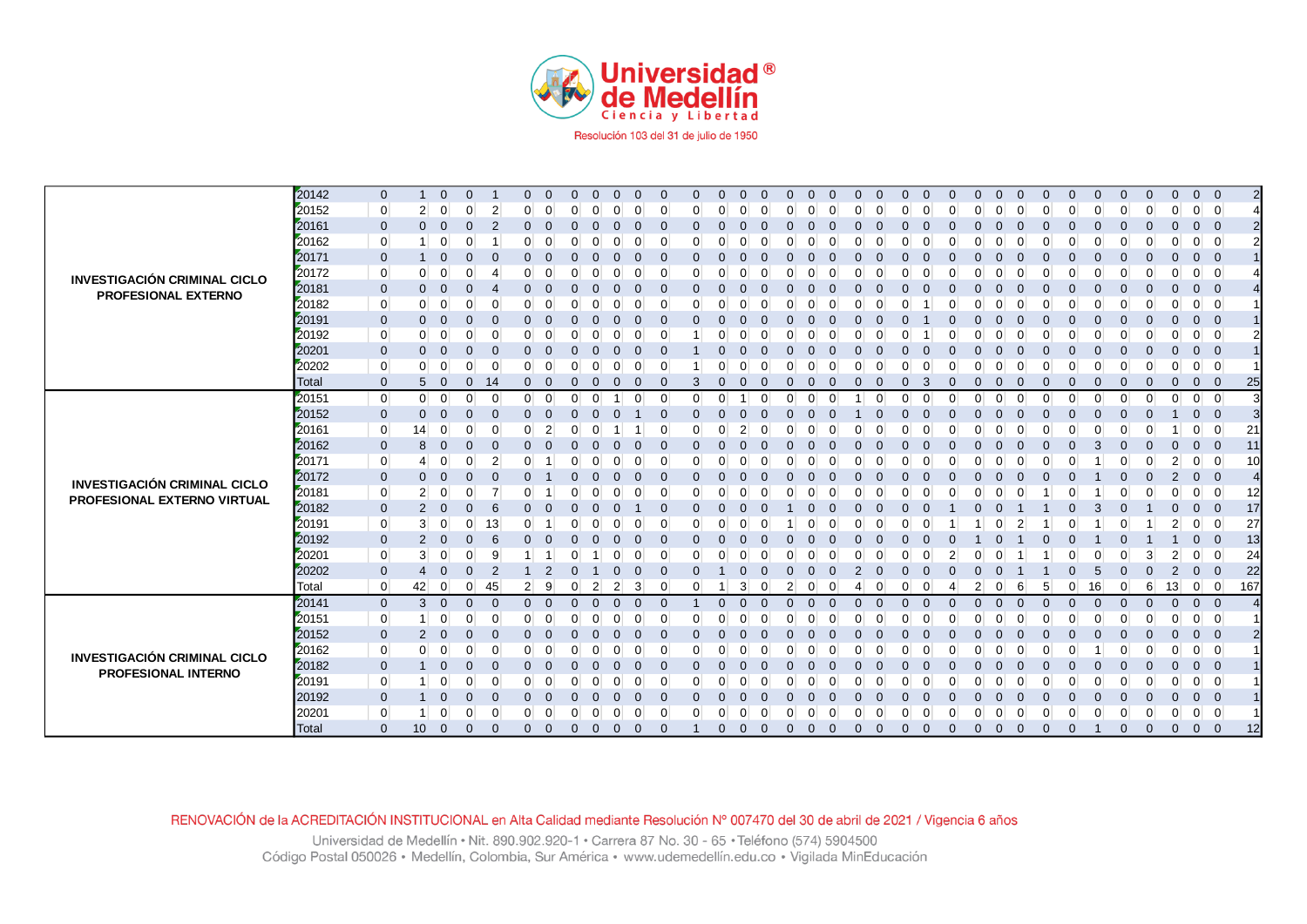| | | | | | | | | | | | | | | | | | | | | | | | | | | | | | | | | | | | | |
|---|---|---|---|---|---|---|---|---|---|---|---|---|---|---|---|---|---|---|---|---|---|---|---|---|---|---|---|---|---|---|---|---|---|---|---|---|
| **INVESTIGACIÓN CRIMINAL CICLO PROFESIONAL EXTERNO** | 20142 | 0 | 1 | 0 | 0 | 1 | 0 | 0 | 0 | 0 | 0 | 0 | 0 | 0 | 0 | 0 | 0 | 0 | 0 | 0 | 0 | 0 | 0 | 0 | 0 | 0 | 0 | 0 | 0 | 0 | 0 | 0 | 0 | 0 | 0 | 0 | 2 |
| | 20152 | 0 | 2 | 0 | 0 | 2 | 0 | 0 | 0 | 0 | 0 | 0 | 0 | 0 | 0 | 0 | 0 | 0 | 0 | 0 | 0 | 0 | 0 | 0 | 0 | 0 | 0 | 0 | 0 | 0 | 0 | 0 | 0 | 0 | 0 | 0 | 4 |
| | 20161 | 0 | 0 | 0 | 0 | 2 | 0 | 0 | 0 | 0 | 0 | 0 | 0 | 0 | 0 | 0 | 0 | 0 | 0 | 0 | 0 | 0 | 0 | 0 | 0 | 0 | 0 | 0 | 0 | 0 | 0 | 0 | 0 | 0 | 0 | 0 | 2 |
| | 20162 | 0 | 1 | 0 | 0 | 1 | 0 | 0 | 0 | 0 | 0 | 0 | 0 | 0 | 0 | 0 | 0 | 0 | 0 | 0 | 0 | 0 | 0 | 0 | 0 | 0 | 0 | 0 | 0 | 0 | 0 | 0 | 0 | 0 | 0 | 0 | 2 |
| | 20171 | 0 | 1 | 0 | 0 | 0 | 0 | 0 | 0 | 0 | 0 | 0 | 0 | 0 | 0 | 0 | 0 | 0 | 0 | 0 | 0 | 0 | 0 | 0 | 0 | 0 | 0 | 0 | 0 | 0 | 0 | 0 | 0 | 0 | 0 | 0 | 1 |
| | 20172 | 0 | 0 | 0 | 0 | 4 | 0 | 0 | 0 | 0 | 0 | 0 | 0 | 0 | 0 | 0 | 0 | 0 | 0 | 0 | 0 | 0 | 0 | 0 | 0 | 0 | 0 | 0 | 0 | 0 | 0 | 0 | 0 | 0 | 0 | 0 | 4 |
| | 20181 | 0 | 0 | 0 | 0 | 4 | 0 | 0 | 0 | 0 | 0 | 0 | 0 | 0 | 0 | 0 | 0 | 0 | 0 | 0 | 0 | 0 | 0 | 0 | 0 | 0 | 0 | 0 | 0 | 0 | 0 | 0 | 0 | 0 | 0 | 0 | 4 |
| | 20182 | 0 | 0 | 0 | 0 | 0 | 0 | 0 | 0 | 0 | 0 | 0 | 0 | 0 | 0 | 0 | 0 | 0 | 0 | 0 | 0 | 0 | 0 | 1 | 0 | 0 | 0 | 0 | 0 | 0 | 0 | 0 | 0 | 0 | 0 | 0 | 1 |
| | 20191 | 0 | 0 | 0 | 0 | 0 | 0 | 0 | 0 | 0 | 0 | 0 | 0 | 0 | 0 | 0 | 0 | 0 | 0 | 0 | 0 | 0 | 0 | 1 | 0 | 0 | 0 | 0 | 0 | 0 | 0 | 0 | 0 | 0 | 0 | 0 | 1 |
| | 20192 | 0 | 0 | 0 | 0 | 0 | 0 | 0 | 0 | 0 | 0 | 0 | 0 | 1 | 0 | 0 | 0 | 0 | 0 | 0 | 0 | 0 | 0 | 1 | 0 | 0 | 0 | 0 | 0 | 0 | 0 | 0 | 0 | 0 | 0 | 0 | 2 |
| | 20201 | 0 | 0 | 0 | 0 | 0 | 0 | 0 | 0 | 0 | 0 | 0 | 0 | 1 | 0 | 0 | 0 | 0 | 0 | 0 | 0 | 0 | 0 | 0 | 0 | 0 | 0 | 0 | 0 | 0 | 0 | 0 | 0 | 0 | 0 | 0 | 1 |
| | 20202 | 0 | 0 | 0 | 0 | 0 | 0 | 0 | 0 | 0 | 0 | 0 | 0 | 1 | 0 | 0 | 0 | 0 | 0 | 0 | 0 | 0 | 0 | 0 | 0 | 0 | 0 | 0 | 0 | 0 | 0 | 0 | 0 | 0 | 0 | 0 | 1 |
| | Total | 0 | 5 | 0 | 0 | 14 | 0 | 0 | 0 | 0 | 0 | 0 | 0 | 3 | 0 | 0 | 0 | 0 | 0 | 0 | 0 | 0 | 0 | 3 | 0 | 0 | 0 | 0 | 0 | 0 | 0 | 0 | 0 | 0 | 0 | 0 | 25 |
| **INVESTIGACIÓN CRIMINAL CICLO PROFESIONAL EXTERNO VIRTUAL** | 20151 | 0 | 0 | 0 | 0 | 0 | 0 | 0 | 0 | 0 | 1 | 0 | 0 | 0 | 0 | 1 | 0 | 0 | 0 | 0 | 1 | 0 | 0 | 0 | 0 | 0 | 0 | 0 | 0 | 0 | 0 | 0 | 0 | 0 | 0 | 0 | 3 |
| | 20152 | 0 | 0 | 0 | 0 | 0 | 0 | 0 | 0 | 0 | 0 | 1 | 0 | 0 | 0 | 0 | 0 | 0 | 0 | 0 | 1 | 0 | 0 | 0 | 0 | 0 | 0 | 0 | 0 | 0 | 0 | 0 | 0 | 1 | 0 | 0 | 3 |
| | 20161 | 0 | 14 | 0 | 0 | 0 | 0 | 2 | 0 | 0 | 1 | 1 | 0 | 0 | 0 | 2 | 0 | 0 | 0 | 0 | 0 | 0 | 0 | 0 | 0 | 0 | 0 | 0 | 0 | 0 | 0 | 0 | 0 | 1 | 0 | 0 | 21 |
| | 20162 | 0 | 8 | 0 | 0 | 0 | 0 | 0 | 0 | 0 | 0 | 0 | 0 | 0 | 0 | 0 | 0 | 0 | 0 | 0 | 0 | 0 | 0 | 0 | 0 | 0 | 0 | 0 | 0 | 0 | 3 | 0 | 0 | 0 | 0 | 0 | 11 |
| | 20171 | 0 | 4 | 0 | 0 | 2 | 0 | 1 | 0 | 0 | 0 | 0 | 0 | 0 | 0 | 0 | 0 | 0 | 0 | 0 | 0 | 0 | 0 | 0 | 0 | 0 | 0 | 0 | 0 | 0 | 1 | 0 | 0 | 2 | 0 | 0 | 10 |
| | 20172 | 0 | 0 | 0 | 0 | 0 | 0 | 1 | 0 | 0 | 0 | 0 | 0 | 0 | 0 | 0 | 0 | 0 | 0 | 0 | 0 | 0 | 0 | 0 | 0 | 0 | 0 | 0 | 0 | 0 | 1 | 0 | 0 | 2 | 0 | 0 | 4 |
| | 20181 | 0 | 2 | 0 | 0 | 7 | 0 | 1 | 0 | 0 | 0 | 0 | 0 | 0 | 0 | 0 | 0 | 0 | 0 | 0 | 0 | 0 | 0 | 0 | 0 | 0 | 0 | 0 | 1 | 0 | 1 | 0 | 0 | 0 | 0 | 0 | 12 |
| | 20182 | 0 | 2 | 0 | 0 | 6 | 0 | 0 | 0 | 0 | 0 | 1 | 0 | 0 | 0 | 0 | 0 | 1 | 0 | 0 | 0 | 0 | 0 | 0 | 1 | 0 | 0 | 1 | 1 | 0 | 3 | 0 | 1 | 0 | 0 | 0 | 17 |
| | 20191 | 0 | 3 | 0 | 0 | 13 | 0 | 1 | 0 | 0 | 0 | 0 | 0 | 0 | 0 | 0 | 0 | 1 | 0 | 0 | 0 | 0 | 0 | 0 | 1 | 1 | 0 | 2 | 1 | 0 | 1 | 0 | 1 | 2 | 0 | 0 | 27 |
| | 20192 | 0 | 2 | 0 | 0 | 6 | 0 | 0 | 0 | 0 | 0 | 0 | 0 | 0 | 0 | 0 | 0 | 0 | 0 | 0 | 0 | 0 | 0 | 0 | 0 | 1 | 0 | 1 | 0 | 0 | 1 | 0 | 1 | 1 | 0 | 0 | 13 |
| | 20201 | 0 | 3 | 0 | 0 | 9 | 1 | 1 | 0 | 1 | 0 | 0 | 0 | 0 | 0 | 0 | 0 | 0 | 0 | 0 | 0 | 0 | 0 | 0 | 2 | 0 | 0 | 1 | 1 | 0 | 0 | 0 | 3 | 2 | 0 | 0 | 24 |
| | 20202 | 0 | 4 | 0 | 0 | 2 | 1 | 2 | 0 | 1 | 0 | 0 | 0 | 0 | 1 | 0 | 0 | 0 | 0 | 0 | 2 | 0 | 0 | 0 | 0 | 0 | 0 | 1 | 1 | 0 | 5 | 0 | 0 | 2 | 0 | 0 | 22 |
| | Total | 0 | 42 | 0 | 0 | 45 | 2 | 9 | 0 | 2 | 2 | 3 | 0 | 0 | 1 | 3 | 0 | 2 | 0 | 0 | 4 | 0 | 0 | 0 | 4 | 2 | 0 | 6 | 5 | 0 | 16 | 0 | 6 | 13 | 0 | 0 | 167 |
| **INVESTIGACIÓN CRIMINAL CICLO PROFESIONAL INTERNO** | 20141 | 0 | 3 | 0 | 0 | 0 | 0 | 0 | 0 | 0 | 0 | 0 | 0 | 1 | 0 | 0 | 0 | 0 | 0 | 0 | 0 | 0 | 0 | 0 | 0 | 0 | 0 | 0 | 0 | 0 | 0 | 0 | 0 | 0 | 0 | 0 | 4 |
| | 20151 | 0 | 1 | 0 | 0 | 0 | 0 | 0 | 0 | 0 | 0 | 0 | 0 | 0 | 0 | 0 | 0 | 0 | 0 | 0 | 0 | 0 | 0 | 0 | 0 | 0 | 0 | 0 | 0 | 0 | 0 | 0 | 0 | 0 | 0 | 0 | 1 |
| | 20152 | 0 | 2 | 0 | 0 | 0 | 0 | 0 | 0 | 0 | 0 | 0 | 0 | 0 | 0 | 0 | 0 | 0 | 0 | 0 | 0 | 0 | 0 | 0 | 0 | 0 | 0 | 0 | 0 | 0 | 0 | 0 | 0 | 0 | 0 | 0 | 2 |
| | 20162 | 0 | 0 | 0 | 0 | 0 | 0 | 0 | 0 | 0 | 0 | 0 | 0 | 0 | 0 | 0 | 0 | 0 | 0 | 0 | 0 | 0 | 0 | 0 | 0 | 0 | 0 | 0 | 0 | 0 | 1 | 0 | 0 | 0 | 0 | 0 | 1 |
| | 20182 | 0 | 1 | 0 | 0 | 0 | 0 | 0 | 0 | 0 | 0 | 0 | 0 | 0 | 0 | 0 | 0 | 0 | 0 | 0 | 0 | 0 | 0 | 0 | 0 | 0 | 0 | 0 | 0 | 0 | 0 | 0 | 0 | 0 | 0 | 0 | 1 |
| | 20191 | 0 | 1 | 0 | 0 | 0 | 0 | 0 | 0 | 0 | 0 | 0 | 0 | 0 | 0 | 0 | 0 | 0 | 0 | 0 | 0 | 0 | 0 | 0 | 0 | 0 | 0 | 0 | 0 | 0 | 0 | 0 | 0 | 0 | 0 | 0 | 1 |
| | 20192 | 0 | 1 | 0 | 0 | 0 | 0 | 0 | 0 | 0 | 0 | 0 | 0 | 0 | 0 | 0 | 0 | 0 | 0 | 0 | 0 | 0 | 0 | 0 | 0 | 0 | 0 | 0 | 0 | 0 | 0 | 0 | 0 | 0 | 0 | 0 | 1 |
| | 20201 | 0 | 1 | 0 | 0 | 0 | 0 | 0 | 0 | 0 | 0 | 0 | 0 | 0 | 0 | 0 | 0 | 0 | 0 | 0 | 0 | 0 | 0 | 0 | 0 | 0 | 0 | 0 | 0 | 0 | 0 | 0 | 0 | 0 | 0 | 0 | 1 |
| | Total | 0 | 10 | 0 | 0 | 0 | 0 | 0 | 0 | 0 | 0 | 0 | 0 | 1 | 0 | 0 | 0 | 0 | 0 | 0 | 0 | 0 | 0 | 0 | 0 | 0 | 0 | 0 | 0 | 0 | 1 | 0 | 0 | 0 | 0 | 0 | 12 |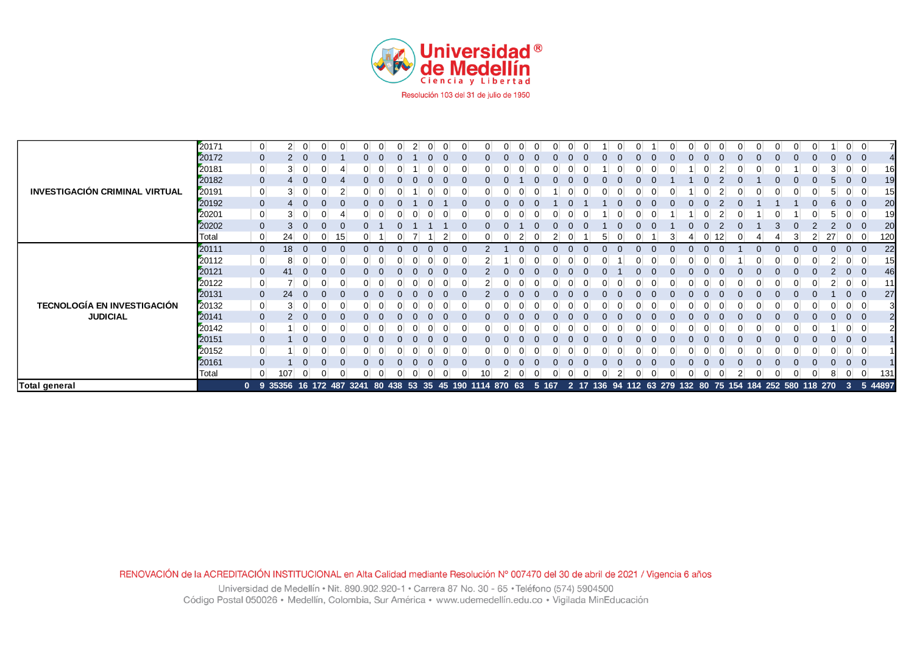| | | | | | | | | | | | | | | | | | | | | | | | | | | | | | | | | | | | | | | |
|---|---|---|---|---|---|---|---|---|---|---|---|---|---|---|---|---|---|---|---|---|---|---|---|---|---|---|---|---|---|---|---|---|---|---|---|---|---|---|
| **INVESTIGACIÓN CRIMINAL VIRTUAL** | 20171 | | 0 | 2 | 0 | 0 | 0 | 0 | 0 | 0 | 2 | 0 | 0 | 0 | 0 | 0 | 0 | 0 | 0 | 0 | 0 | 1 | 0 | 0 | 1 | 0 | 0 | 0 | 0 | 0 | 0 | 0 | 0 | 0 | 1 | 0 | 0 | 7 |
| | 20172 | | 0 | 2 | 0 | 0 | 1 | 0 | 0 | 0 | 1 | 0 | 0 | 0 | 0 | 0 | 0 | 0 | 0 | 0 | 0 | 0 | 0 | 0 | 0 | 0 | 0 | 0 | 0 | 0 | 0 | 0 | 0 | 0 | 0 | 0 | 0 | 4 |
| | 20181 | | 0 | 3 | 0 | 0 | 4 | 0 | 0 | 0 | 1 | 0 | 0 | 0 | 0 | 0 | 0 | 0 | 0 | 0 | 0 | 1 | 0 | 0 | 0 | 0 | 1 | 0 | 2 | 0 | 0 | 0 | 1 | 0 | 3 | 0 | 0 | 16 |
| | 20182 | | 0 | 4 | 0 | 0 | 4 | 0 | 0 | 0 | 0 | 0 | 0 | 0 | 0 | 0 | 1 | 0 | 0 | 0 | 0 | 0 | 0 | 0 | 0 | 1 | 1 | 0 | 2 | 0 | 1 | 0 | 0 | 0 | 5 | 0 | 0 | 19 |
| | 20191 | | 0 | 3 | 0 | 0 | 2 | 0 | 0 | 0 | 1 | 0 | 0 | 0 | 0 | 0 | 0 | 0 | 1 | 0 | 0 | 0 | 0 | 0 | 0 | 0 | 1 | 0 | 2 | 0 | 0 | 0 | 0 | 0 | 5 | 0 | 0 | 15 |
| | 20192 | | 0 | 4 | 0 | 0 | 0 | 0 | 0 | 0 | 1 | 0 | 1 | 0 | 0 | 0 | 0 | 0 | 1 | 0 | 1 | 1 | 0 | 0 | 0 | 0 | 0 | 0 | 2 | 0 | 1 | 1 | 1 | 0 | 6 | 0 | 0 | 20 |
| | 20201 | | 0 | 3 | 0 | 0 | 4 | 0 | 0 | 0 | 0 | 0 | 0 | 0 | 0 | 0 | 0 | 0 | 0 | 0 | 0 | 1 | 0 | 0 | 0 | 1 | 1 | 0 | 2 | 0 | 1 | 0 | 1 | 0 | 5 | 0 | 0 | 19 |
| | 20202 | | 0 | 3 | 0 | 0 | 0 | 0 | 1 | 0 | 1 | 1 | 1 | 0 | 0 | 0 | 1 | 0 | 0 | 0 | 0 | 1 | 0 | 0 | 0 | 1 | 0 | 0 | 2 | 0 | 1 | 3 | 0 | 2 | 2 | 0 | 0 | 20 |
| | Total | | 0 | 24 | 0 | 0 | 15 | 0 | 1 | 0 | 7 | 1 | 2 | 0 | 0 | 0 | 2 | 0 | 2 | 0 | 1 | 5 | 0 | 0 | 1 | 3 | 4 | 0 | 12 | 0 | 4 | 4 | 3 | 2 | 27 | 0 | 0 | 120 |
| **TECNOLOGÍA EN INVESTIGACIÓN JUDICIAL** | 20111 | | 0 | 18 | 0 | 0 | 0 | 0 | 0 | 0 | 0 | 0 | 0 | 0 | 2 | 1 | 0 | 0 | 0 | 0 | 0 | 0 | 0 | 0 | 0 | 0 | 0 | 0 | 0 | 1 | 0 | 0 | 0 | 0 | 0 | 0 | 0 | 22 |
| | 20112 | | 0 | 8 | 0 | 0 | 0 | 0 | 0 | 0 | 0 | 0 | 0 | 0 | 2 | 1 | 0 | 0 | 0 | 0 | 0 | 0 | 1 | 0 | 0 | 0 | 0 | 0 | 0 | 1 | 0 | 0 | 0 | 0 | 2 | 0 | 0 | 15 |
| | 20121 | | 0 | 41 | 0 | 0 | 0 | 0 | 0 | 0 | 0 | 0 | 0 | 0 | 2 | 0 | 0 | 0 | 0 | 0 | 0 | 0 | 1 | 0 | 0 | 0 | 0 | 0 | 0 | 0 | 0 | 0 | 0 | 0 | 2 | 0 | 0 | 46 |
| | 20122 | | 0 | 7 | 0 | 0 | 0 | 0 | 0 | 0 | 0 | 0 | 0 | 0 | 2 | 0 | 0 | 0 | 0 | 0 | 0 | 0 | 0 | 0 | 0 | 0 | 0 | 0 | 0 | 0 | 0 | 0 | 0 | 0 | 2 | 0 | 0 | 11 |
| | 20131 | | 0 | 24 | 0 | 0 | 0 | 0 | 0 | 0 | 0 | 0 | 0 | 0 | 2 | 0 | 0 | 0 | 0 | 0 | 0 | 0 | 0 | 0 | 0 | 0 | 0 | 0 | 0 | 0 | 0 | 0 | 0 | 0 | 1 | 0 | 0 | 27 |
| | 20132 | | 0 | 3 | 0 | 0 | 0 | 0 | 0 | 0 | 0 | 0 | 0 | 0 | 0 | 0 | 0 | 0 | 0 | 0 | 0 | 0 | 0 | 0 | 0 | 0 | 0 | 0 | 0 | 0 | 0 | 0 | 0 | 0 | 0 | 0 | 0 | 3 |
| | 20141 | | 0 | 2 | 0 | 0 | 0 | 0 | 0 | 0 | 0 | 0 | 0 | 0 | 0 | 0 | 0 | 0 | 0 | 0 | 0 | 0 | 0 | 0 | 0 | 0 | 0 | 0 | 0 | 0 | 0 | 0 | 0 | 0 | 0 | 0 | 0 | 2 |
| | 20142 | | 0 | 1 | 0 | 0 | 0 | 0 | 0 | 0 | 0 | 0 | 0 | 0 | 0 | 0 | 0 | 0 | 0 | 0 | 0 | 0 | 0 | 0 | 0 | 0 | 0 | 0 | 0 | 0 | 0 | 0 | 0 | 0 | 1 | 0 | 0 | 2 |
| | 20151 | | 0 | 1 | 0 | 0 | 0 | 0 | 0 | 0 | 0 | 0 | 0 | 0 | 0 | 0 | 0 | 0 | 0 | 0 | 0 | 0 | 0 | 0 | 0 | 0 | 0 | 0 | 0 | 0 | 0 | 0 | 0 | 0 | 0 | 0 | 0 | 1 |
| | 20152 | | 0 | 1 | 0 | 0 | 0 | 0 | 0 | 0 | 0 | 0 | 0 | 0 | 0 | 0 | 0 | 0 | 0 | 0 | 0 | 0 | 0 | 0 | 0 | 0 | 0 | 0 | 0 | 0 | 0 | 0 | 0 | 0 | 0 | 0 | 0 | 1 |
| | 20161 | | 0 | 1 | 0 | 0 | 0 | 0 | 0 | 0 | 0 | 0 | 0 | 0 | 0 | 0 | 0 | 0 | 0 | 0 | 0 | 0 | 0 | 0 | 0 | 0 | 0 | 0 | 0 | 0 | 0 | 0 | 0 | 0 | 0 | 0 | 0 | 1 |
| | Total | | 0 | 107 | 0 | 0 | 0 | 0 | 0 | 0 | 0 | 0 | 0 | 0 | 10 | 2 | 0 | 0 | 0 | 0 | 0 | 0 | 2 | 0 | 0 | 0 | 0 | 0 | 0 | 2 | 0 | 0 | 0 | 0 | 8 | 0 | 0 | 131 |
| **Total general** | | 0 | 9 | 35356 | 16 | 172 | 487 | 3241 | 80 | 438 | 53 | 35 | 45 | 190 | 1114 | 870 | 63 | 5 | 167 | 2 | 17 | 136 | 94 | 112 | 63 | 279 | 132 | 80 | 75 | 154 | 184 | 252 | 580 | 118 | 270 | 3 | 5 | 44897 |